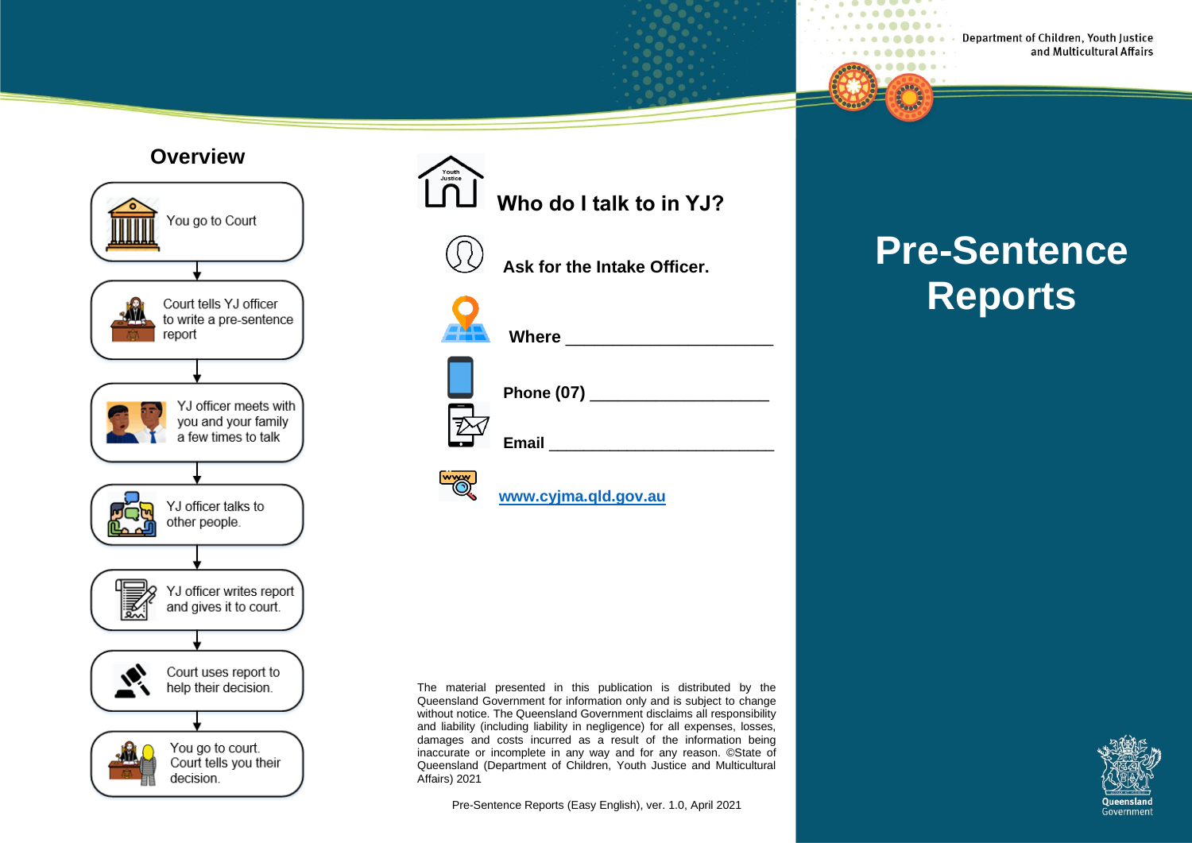Department of Children, Youth Justice and Multicultural Affairs

# Pre-Sentence Reports

## Overview

1. You go to Court
2. Court tells YJ officer to write a pre-sentence report
3. YJ officer meets with you and your family a few times to talk
4. YJ officer talks to other people.
5. YJ officer writes report and gives it to court.
6. Court uses report to help their decision.
7. You go to court. Court tells you their decision.

## Who do I talk to in YJ?

**Ask for the Intake Officer.**

**Where** ______________________

**Phone (07)** ____________________

**Email** _________________________

**www.cyjma.qld.gov.au**

The material presented in this publication is distributed by the Queensland Government for information only and is subject to change without notice. The Queensland Government disclaims all responsibility and liability (including liability in negligence) for all expenses, losses, damages and costs incurred as a result of the information being inaccurate or incomplete in any way and for any reason. ©State of Queensland (Department of Children, Youth Justice and Multicultural Affairs) 2021

Pre-Sentence Reports (Easy English), ver. 1.0, April 2021

Queensland Government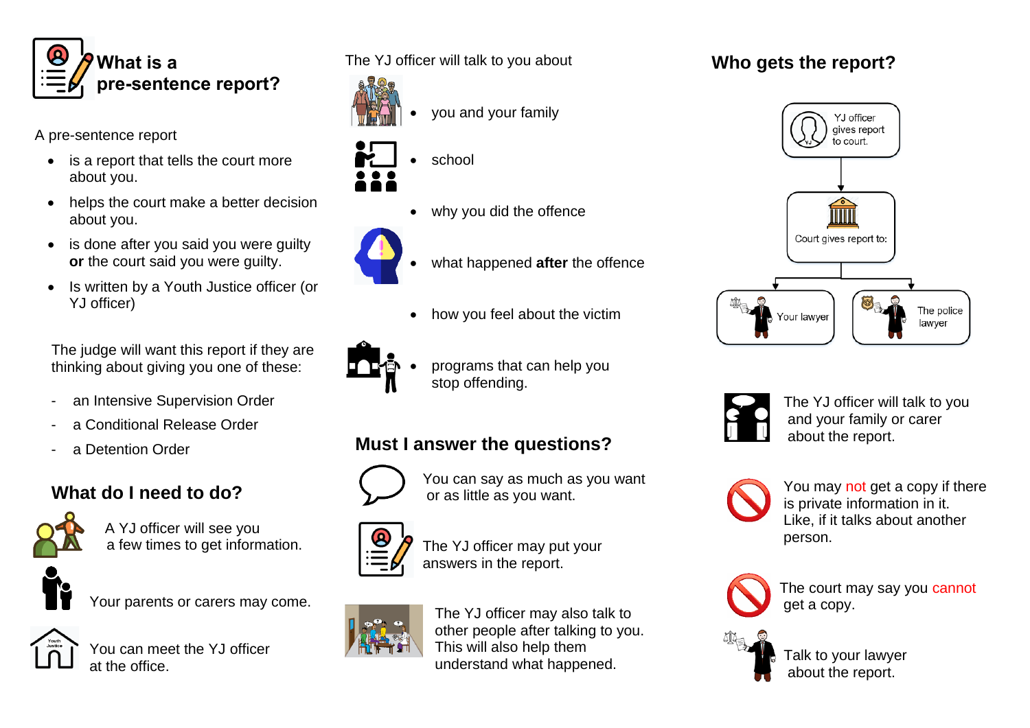## What is a pre-sentence report?

A pre-sentence report

- is a report that tells the court more about you.
- helps the court make a better decision about you.
- is done after you said you were guilty **or** the court said you were guilty.
- Is written by a Youth Justice officer (or YJ officer)

The judge will want this report if they are thinking about giving you one of these:

- an Intensive Supervision Order
- a Conditional Release Order
- a Detention Order

## What do I need to do?

A YJ officer will see you a few times to get information.

Your parents or carers may come.

You can meet the YJ officer at the office.

The YJ officer will talk to you about

- you and your family
- school
- why you did the offence
- what happened **after** the offence
- how you feel about the victim
- programs that can help you stop offending.

## Must I answer the questions?

You can say as much as you want or as little as you want.

The YJ officer may put your answers in the report.

The YJ officer may also talk to other people after talking to you. This will also help them understand what happened.

## Who gets the report?

YJ officer gives report to court.

Court gives report to:

Your lawyer

The police lawyer

The YJ officer will talk to you and your family or carer about the report.

You may not get a copy if there is private information in it. Like, if it talks about another person.

The court may say you cannot get a copy.

Talk to your lawyer about the report.